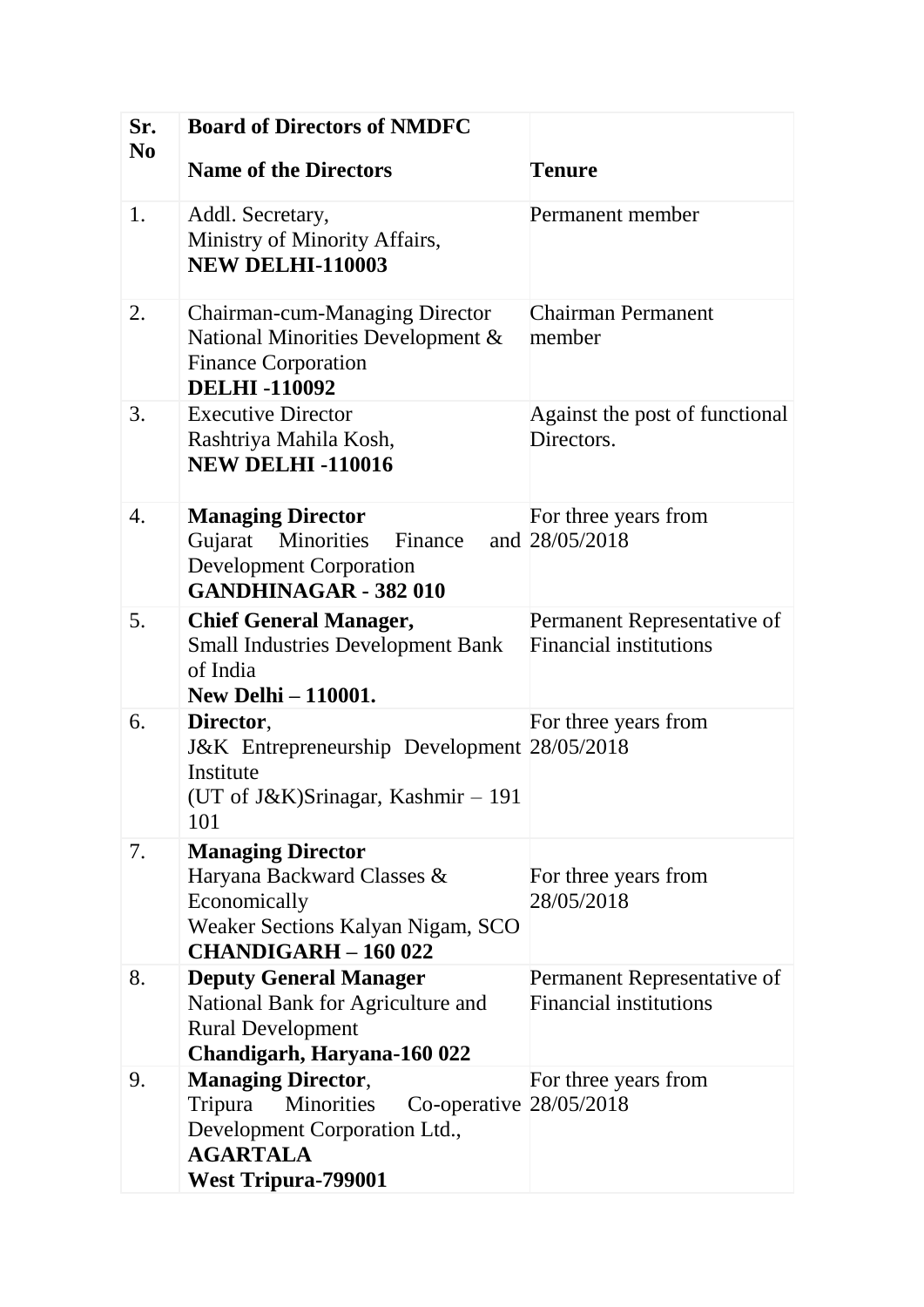| Sr. No | Board of Directors of NMDFC<br><br>Name of the Directors | Tenure |
|---|---|---|
| 1. | Addl. Secretary,<br>Ministry of Minority Affairs,<br>**NEW DELHI-110003** | Permanent member |
| 2. | Chairman-cum-Managing Director<br>National Minorities Development & Finance Corporation<br>**DELHI -110092** | Chairman Permanent member |
| 3. | Executive Director<br>Rashtriya Mahila Kosh,<br>**NEW DELHI -110016** | Against the post of functional Directors. |
| 4. | **Managing Director**<br>Gujarat Minorities Finance and Development Corporation<br>**GANDHINAGAR - 382 010** | For three years from 28/05/2018 |
| 5. | **Chief General Manager,**<br>Small Industries Development Bank of India<br>**New Delhi – 110001.** | Permanent Representative of Financial institutions |
| 6. | **Director**,<br>J&K Entrepreneurship Development Institute<br>(UT of J&K)Srinagar, Kashmir – 191 101 | For three years from 28/05/2018 |
| 7. | **Managing Director**<br>Haryana Backward Classes & Economically<br>Weaker Sections Kalyan Nigam, SCO<br>**CHANDIGARH – 160 022** | For three years from 28/05/2018 |
| 8. | **Deputy General Manager**<br>National Bank for Agriculture and Rural Development<br>**Chandigarh, Haryana-160 022** | Permanent Representative of Financial institutions |
| 9. | **Managing Director**,<br>Tripura Minorities Co-operative Development Corporation Ltd.,<br>**AGARTALA**<br>**West Tripura-799001** | For three years from 28/05/2018 |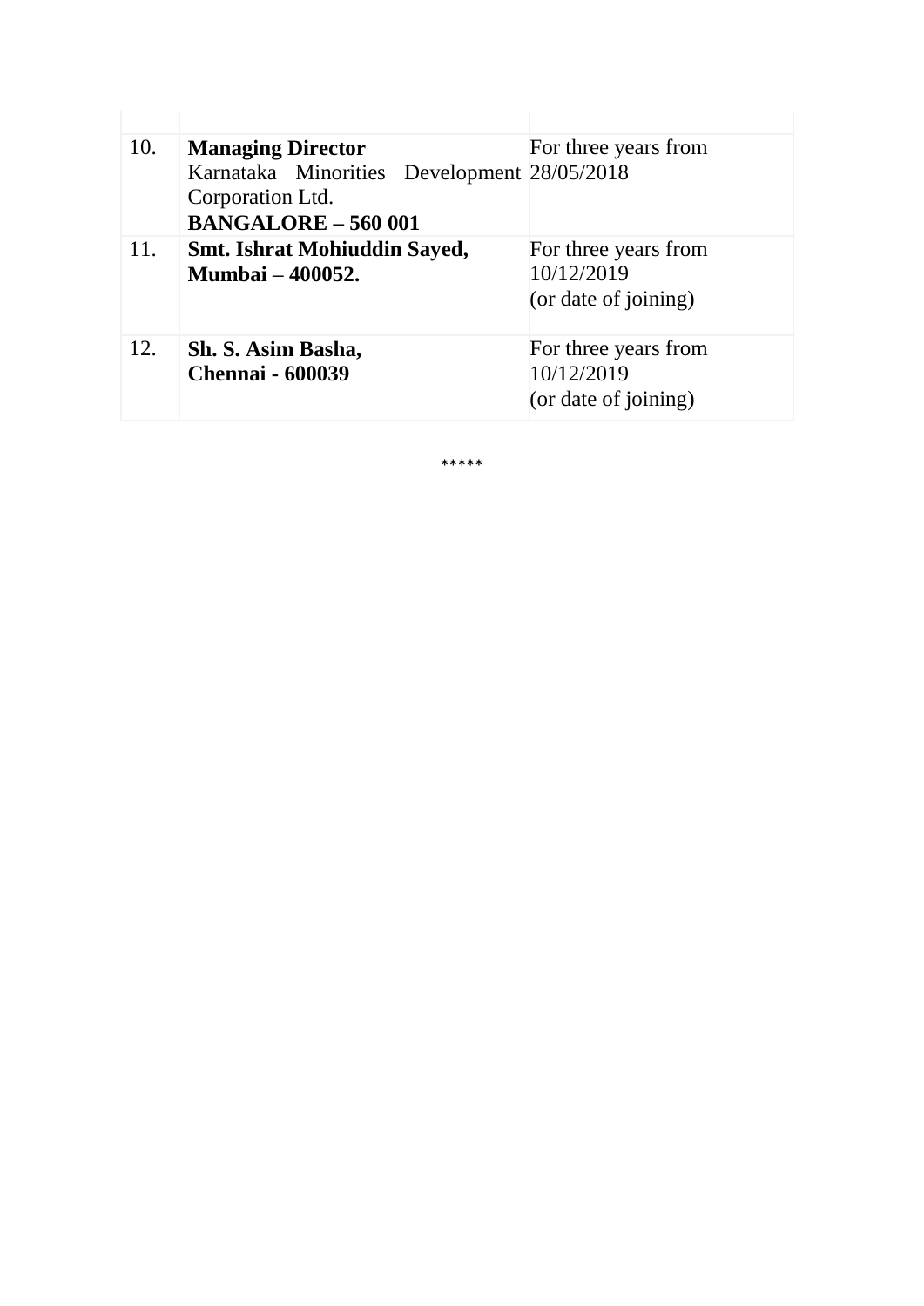| | | |
|---|---|---|
| 10. | **Managing Director**<br>Karnataka Minorities Development Corporation Ltd.<br>**BANGALORE – 560 001** | For three years from 28/05/2018 |
| 11. | **Smt. Ishrat Mohiuddin Sayed,**<br>**Mumbai – 400052.** | For three years from 10/12/2019<br>(or date of joining) |
| 12. | **Sh. S. Asim Basha,**<br>**Chennai - 600039** | For three years from 10/12/2019<br>(or date of joining) |

*****